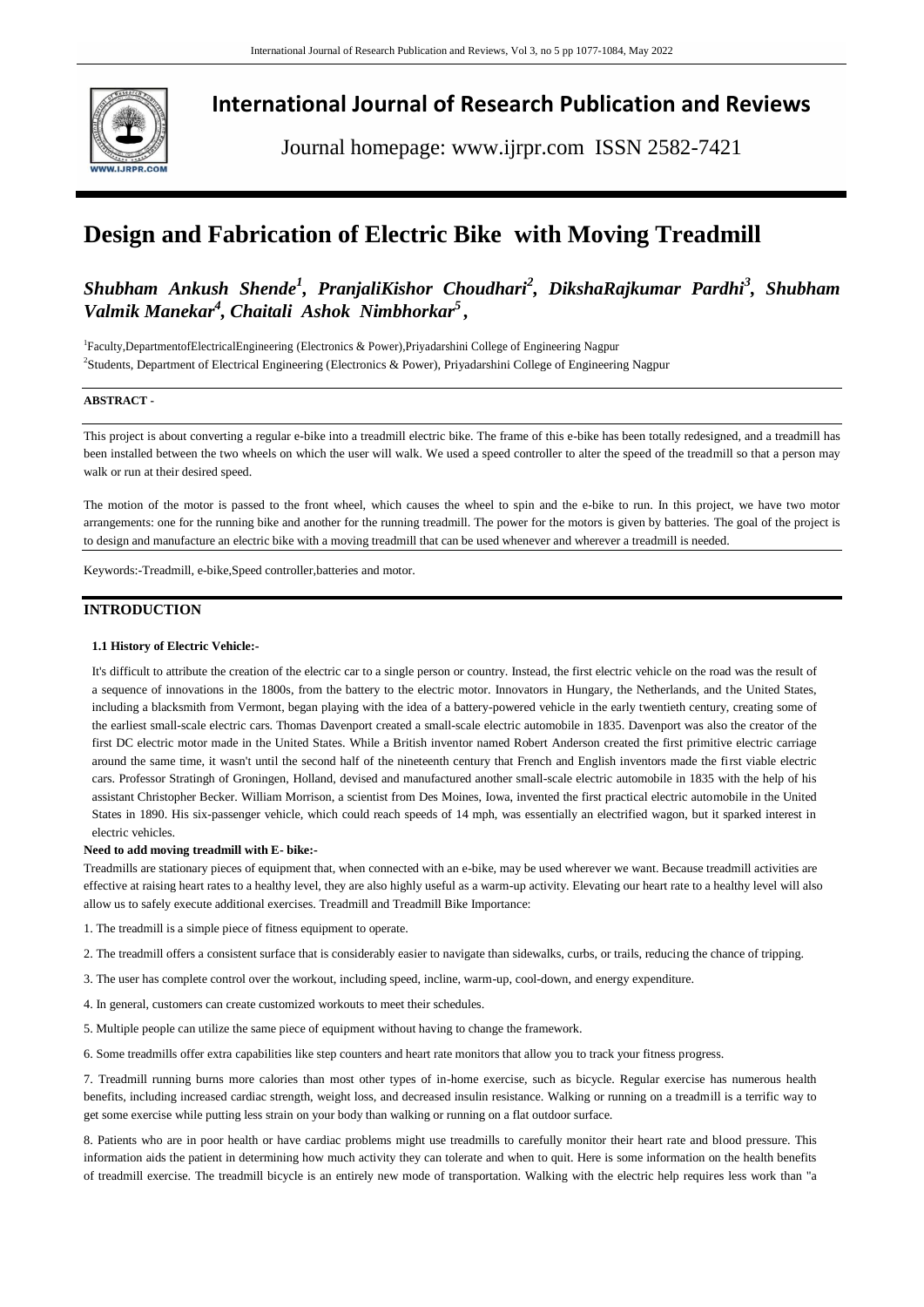# International Journal of Research Publication and Reviews

Journal homepage: www.ijrpr.com ISSN 2582-7421

# Design and Fabrication of Electric Bike with Moving Treadmill

***Shubham Ankush Shende*[1], *PranjaliKishor Choudhari*[2], *DikshaRajkumar Pardhi*[3], *Shubham Valmik Manekar*[4], *Chaitali Ashok Nimbhorkar*[5],**

[1]Faculty,DepartmentofElectricalEngineering (Electronics & Power),Priyadarshini College of Engineering Nagpur

[2]Students, Department of Electrical Engineering (Electronics & Power), Priyadarshini College of Engineering Nagpur

**ABSTRACT -**

This project is about converting a regular e-bike into a treadmill electric bike. The frame of this e-bike has been totally redesigned, and a treadmill has been installed between the two wheels on which the user will walk. We used a speed controller to alter the speed of the treadmill so that a person may walk or run at their desired speed.

The motion of the motor is passed to the front wheel, which causes the wheel to spin and the e-bike to run. In this project, we have two motor arrangements: one for the running bike and another for the running treadmill. The power for the motors is given by batteries. The goal of the project is to design and manufacture an electric bike with a moving treadmill that can be used whenever and wherever a treadmill is needed.

Keywords:-Treadmill, e-bike,Speed controller,batteries and motor.

## INTRODUCTION

### 1.1 History of Electric Vehicle:-

It's difficult to attribute the creation of the electric car to a single person or country. Instead, the first electric vehicle on the road was the result of a sequence of innovations in the 1800s, from the battery to the electric motor. Innovators in Hungary, the Netherlands, and the United States, including a blacksmith from Vermont, began playing with the idea of a battery-powered vehicle in the early twentieth century, creating some of the earliest small-scale electric cars. Thomas Davenport created a small-scale electric automobile in 1835. Davenport was also the creator of the first DC electric motor made in the United States. While a British inventor named Robert Anderson created the first primitive electric carriage around the same time, it wasn't until the second half of the nineteenth century that French and English inventors made the first viable electric cars. Professor Stratingh of Groningen, Holland, devised and manufactured another small-scale electric automobile in 1835 with the help of his assistant Christopher Becker. William Morrison, a scientist from Des Moines, Iowa, invented the first practical electric automobile in the United States in 1890. His six-passenger vehicle, which could reach speeds of 14 mph, was essentially an electrified wagon, but it sparked interest in electric vehicles.

### Need to add moving treadmill with E- bike:-

Treadmills are stationary pieces of equipment that, when connected with an e-bike, may be used wherever we want. Because treadmill activities are effective at raising heart rates to a healthy level, they are also highly useful as a warm-up activity. Elevating our heart rate to a healthy level will also allow us to safely execute additional exercises. Treadmill and Treadmill Bike Importance:

1. The treadmill is a simple piece of fitness equipment to operate.

2. The treadmill offers a consistent surface that is considerably easier to navigate than sidewalks, curbs, or trails, reducing the chance of tripping.

3. The user has complete control over the workout, including speed, incline, warm-up, cool-down, and energy expenditure.

4. In general, customers can create customized workouts to meet their schedules.

5. Multiple people can utilize the same piece of equipment without having to change the framework.

6. Some treadmills offer extra capabilities like step counters and heart rate monitors that allow you to track your fitness progress.

7. Treadmill running burns more calories than most other types of in-home exercise, such as bicycle. Regular exercise has numerous health benefits, including increased cardiac strength, weight loss, and decreased insulin resistance. Walking or running on a treadmill is a terrific way to get some exercise while putting less strain on your body than walking or running on a flat outdoor surface.

8. Patients who are in poor health or have cardiac problems might use treadmills to carefully monitor their heart rate and blood pressure. This information aids the patient in determining how much activity they can tolerate and when to quit. Here is some information on the health benefits of treadmill exercise. The treadmill bicycle is an entirely new mode of transportation. Walking with the electric help requires less work than "a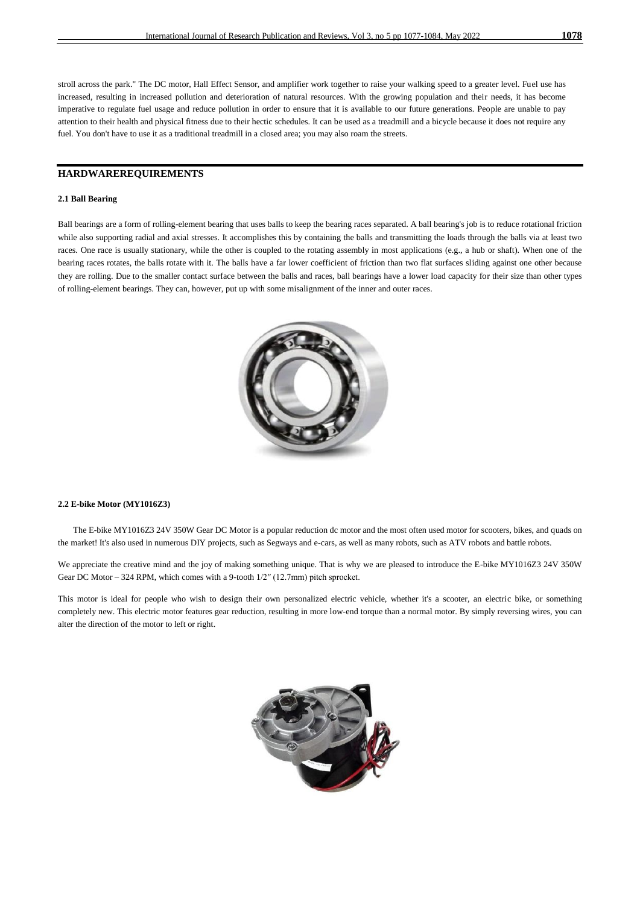stroll across the park." The DC motor, Hall Effect Sensor, and amplifier work together to raise your walking speed to a greater level. Fuel use has increased, resulting in increased pollution and deterioration of natural resources. With the growing population and their needs, it has become imperative to regulate fuel usage and reduce pollution in order to ensure that it is available to our future generations. People are unable to pay attention to their health and physical fitness due to their hectic schedules. It can be used as a treadmill and a bicycle because it does not require any fuel. You don't have to use it as a traditional treadmill in a closed area; you may also roam the streets.

## HARDWAREREQUIREMENTS

### 2.1 Ball Bearing

Ball bearings are a form of rolling-element bearing that uses balls to keep the bearing races separated. A ball bearing's job is to reduce rotational friction while also supporting radial and axial stresses. It accomplishes this by containing the balls and transmitting the loads through the balls via at least two races. One race is usually stationary, while the other is coupled to the rotating assembly in most applications (e.g., a hub or shaft). When one of the bearing races rotates, the balls rotate with it. The balls have a far lower coefficient of friction than two flat surfaces sliding against one other because they are rolling. Due to the smaller contact surface between the balls and races, ball bearings have a lower load capacity for their size than other types of rolling-element bearings. They can, however, put up with some misalignment of the inner and outer races.

### 2.2 E-bike Motor (MY1016Z3)

The E-bike MY1016Z3 24V 350W Gear DC Motor is a popular reduction dc motor and the most often used motor for scooters, bikes, and quads on the market! It's also used in numerous DIY projects, such as Segways and e-cars, as well as many robots, such as ATV robots and battle robots.

We appreciate the creative mind and the joy of making something unique. That is why we are pleased to introduce the E-bike MY1016Z3 24V 350W Gear DC Motor – 324 RPM, which comes with a 9-tooth 1/2″ (12.7mm) pitch sprocket.

This motor is ideal for people who wish to design their own personalized electric vehicle, whether it's a scooter, an electric bike, or something completely new. This electric motor features gear reduction, resulting in more low-end torque than a normal motor. By simply reversing wires, you can alter the direction of the motor to left or right.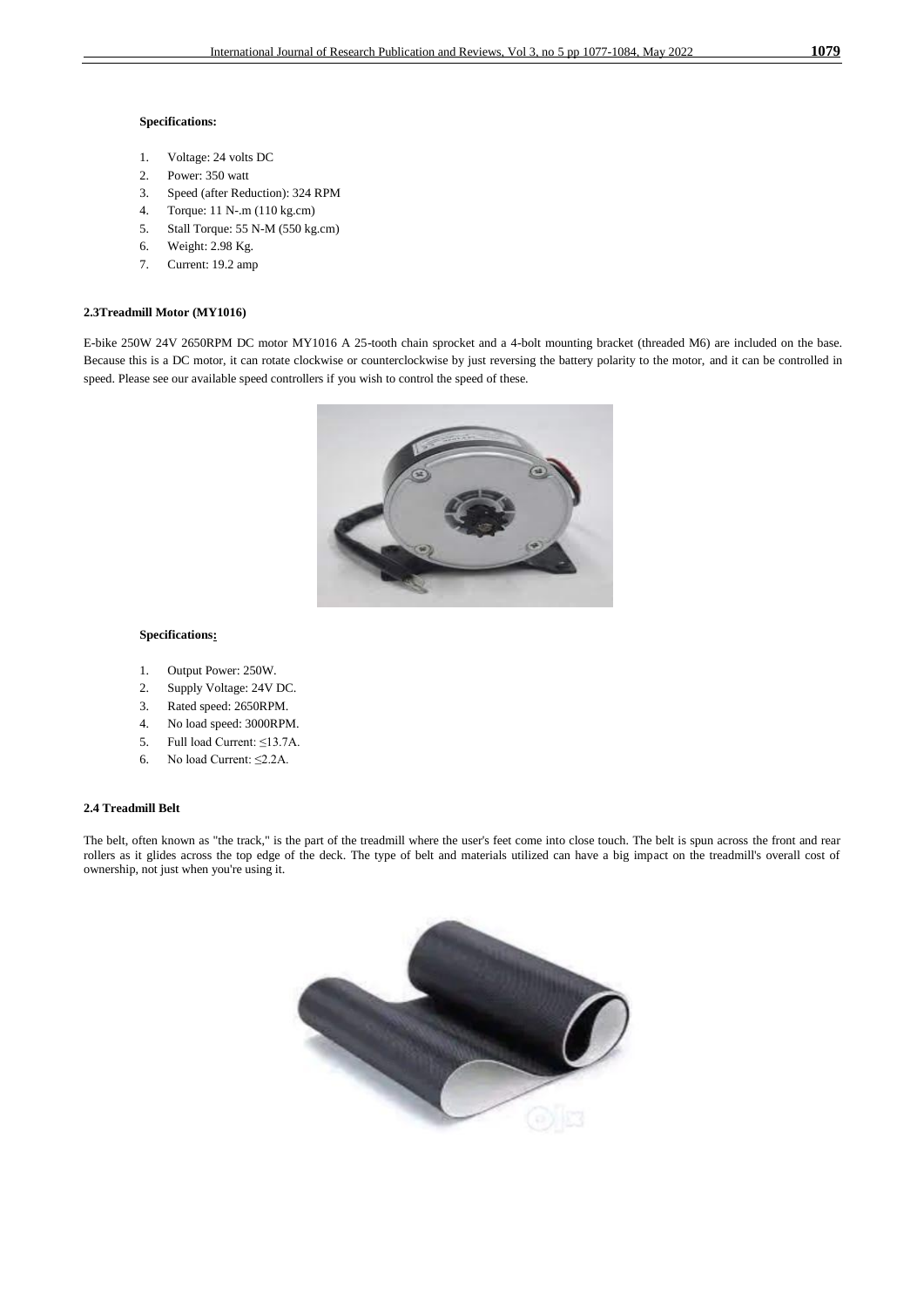**Specifications:**

1. Voltage: 24 volts DC
2. Power: 350 watt
3. Speed (after Reduction): 324 RPM
4. Torque: 11 N-.m (110 kg.cm)
5. Stall Torque: 55 N-M (550 kg.cm)
6. Weight: 2.98 Kg.
7. Current: 19.2 amp

### 2.3Treadmill Motor (MY1016)

E-bike 250W 24V 2650RPM DC motor MY1016 A 25-tooth chain sprocket and a 4-bolt mounting bracket (threaded M6) are included on the base. Because this is a DC motor, it can rotate clockwise or counterclockwise by just reversing the battery polarity to the motor, and it can be controlled in speed. Please see our available speed controllers if you wish to control the speed of these.

**Specifications:**

1. Output Power: 250W.
2. Supply Voltage: 24V DC.
3. Rated speed: 2650RPM.
4. No load speed: 3000RPM.
5. Full load Current: ≤13.7A.
6. No load Current: ≤2.2A.

### 2.4 Treadmill Belt

The belt, often known as "the track," is the part of the treadmill where the user's feet come into close touch. The belt is spun across the front and rear rollers as it glides across the top edge of the deck. The type of belt and materials utilized can have a big impact on the treadmill's overall cost of ownership, not just when you're using it.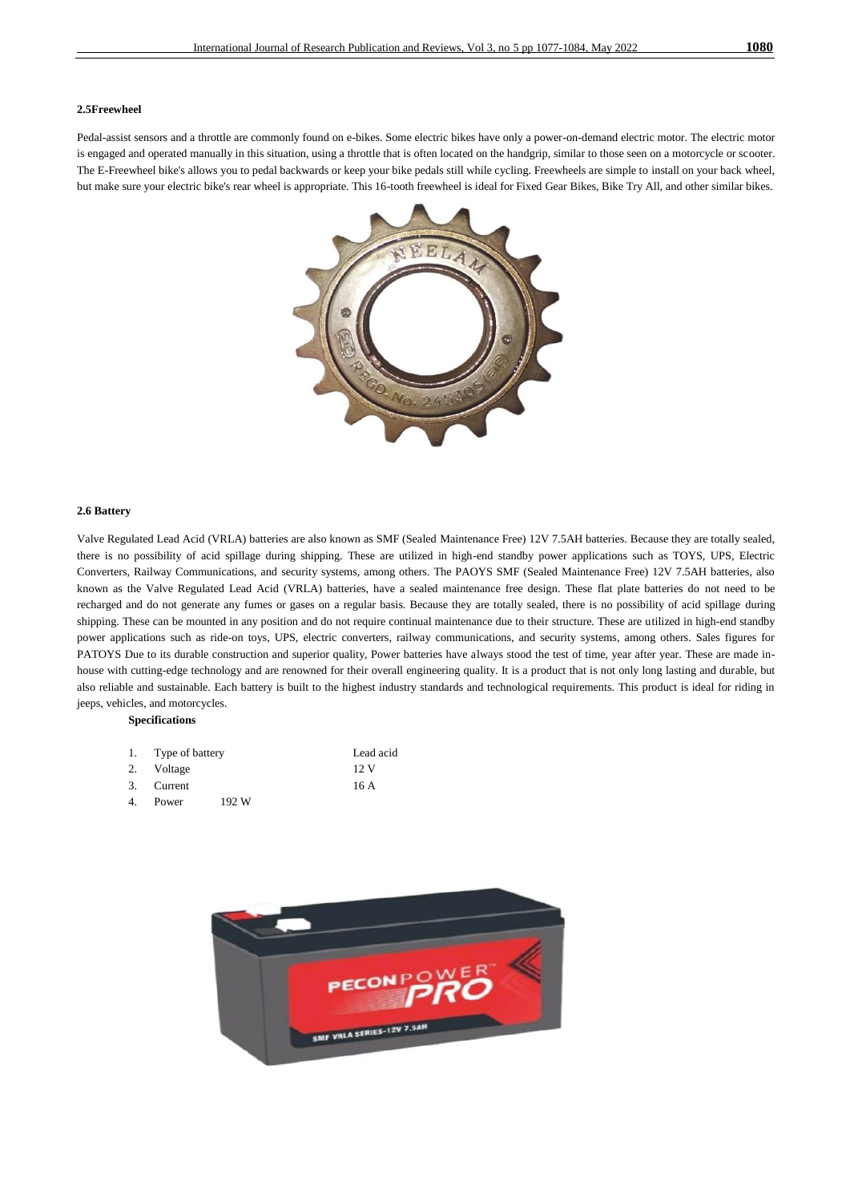### 2.5Freewheel

Pedal-assist sensors and a throttle are commonly found on e-bikes. Some electric bikes have only a power-on-demand electric motor. The electric motor is engaged and operated manually in this situation, using a throttle that is often located on the handgrip, similar to those seen on a motorcycle or scooter. The E-Freewheel bike's allows you to pedal backwards or keep your bike pedals still while cycling. Freewheels are simple to install on your back wheel, but make sure your electric bike's rear wheel is appropriate. This 16-tooth freewheel is ideal for Fixed Gear Bikes, Bike Try All, and other similar bikes.

### 2.6 Battery

Valve Regulated Lead Acid (VRLA) batteries are also known as SMF (Sealed Maintenance Free) 12V 7.5AH batteries. Because they are totally sealed, there is no possibility of acid spillage during shipping. These are utilized in high-end standby power applications such as TOYS, UPS, Electric Converters, Railway Communications, and security systems, among others. The PAOYS SMF (Sealed Maintenance Free) 12V 7.5AH batteries, also known as the Valve Regulated Lead Acid (VRLA) batteries, have a sealed maintenance free design. These flat plate batteries do not need to be recharged and do not generate any fumes or gases on a regular basis. Because they are totally sealed, there is no possibility of acid spillage during shipping. These can be mounted in any position and do not require continual maintenance due to their structure. These are utilized in high-end standby power applications such as ride-on toys, UPS, electric converters, railway communications, and security systems, among others. Sales figures for PATOYS Due to its durable construction and superior quality, Power batteries have always stood the test of time, year after year. These are made in-house with cutting-edge technology and are renowned for their overall engineering quality. It is a product that is not only long lasting and durable, but also reliable and sustainable. Each battery is built to the highest industry standards and technological requirements. This product is ideal for riding in jeeps, vehicles, and motorcycles.

**Specifications**

1. Type of battery — Lead acid
2. Voltage — 12 V
3. Current — 16 A
4. Power — 192 W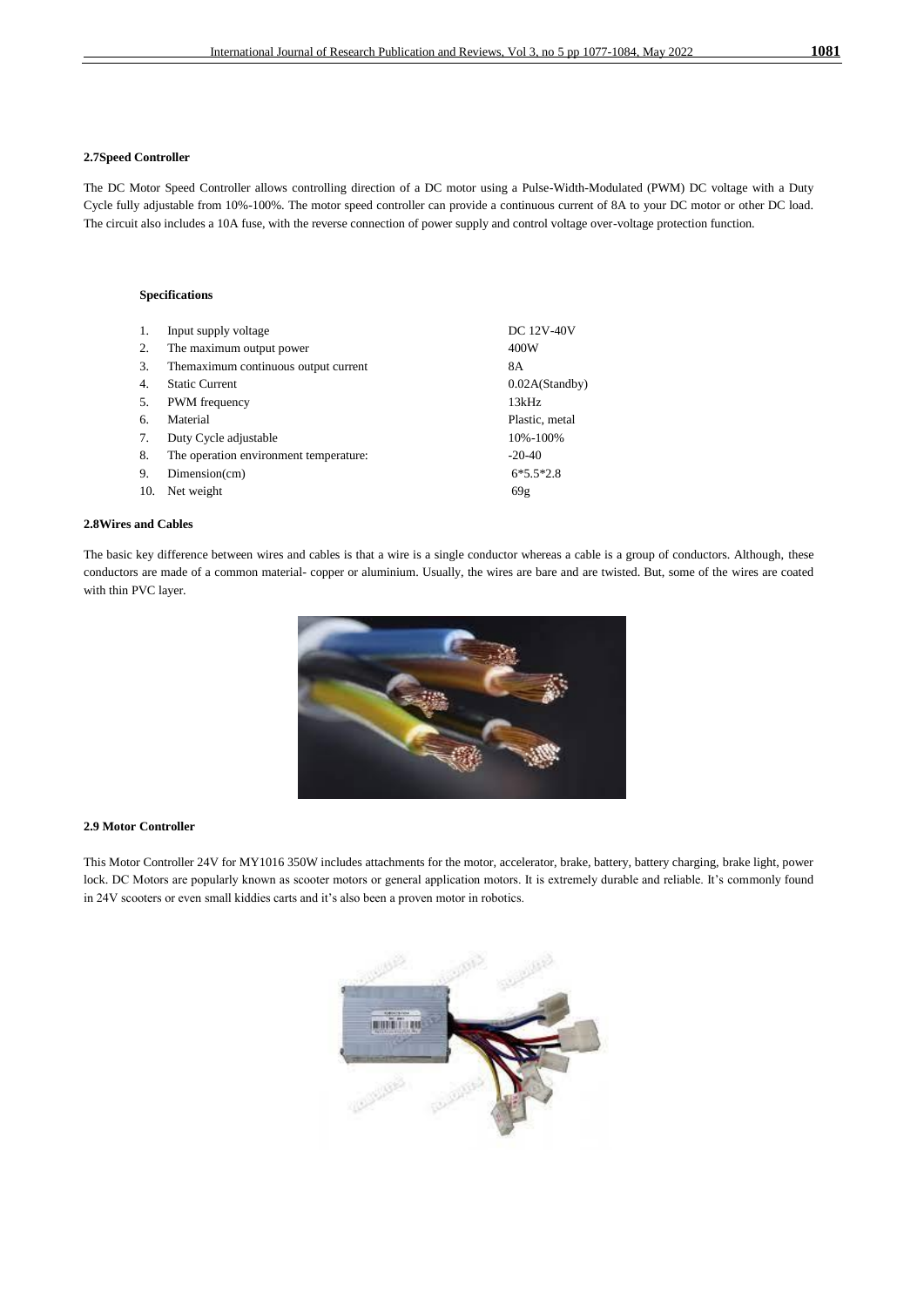### 2.7Speed Controller

The DC Motor Speed Controller allows controlling direction of a DC motor using a Pulse-Width-Modulated (PWM) DC voltage with a Duty Cycle fully adjustable from 10%-100%. The motor speed controller can provide a continuous current of 8A to your DC motor or other DC load. The circuit also includes a 10A fuse, with the reverse connection of power supply and control voltage over-voltage protection function.

**Specifications**

| | | |
|---|---|---|
| 1. | Input supply voltage | DC 12V-40V |
| 2. | The maximum output power | 400W |
| 3. | Themaximum continuous output current | 8A |
| 4. | Static Current | 0.02A(Standby) |
| 5. | PWM frequency | 13kHz |
| 6. | Material | Plastic, metal |
| 7. | Duty Cycle adjustable | 10%-100% |
| 8. | The operation environment temperature: | -20-40 |
| 9. | Dimension(cm) | 6*5.5*2.8 |
| 10. | Net weight | 69g |

### 2.8Wires and Cables

The basic key difference between wires and cables is that a wire is a single conductor whereas a cable is a group of conductors. Although, these conductors are made of a common material- copper or aluminium. Usually, the wires are bare and are twisted. But, some of the wires are coated with thin PVC layer.

### 2.9 Motor Controller

This Motor Controller 24V for MY1016 350W includes attachments for the motor, accelerator, brake, battery, battery charging, brake light, power lock. DC Motors are popularly known as scooter motors or general application motors. It is extremely durable and reliable. It's commonly found in 24V scooters or even small kiddies carts and it's also been a proven motor in robotics.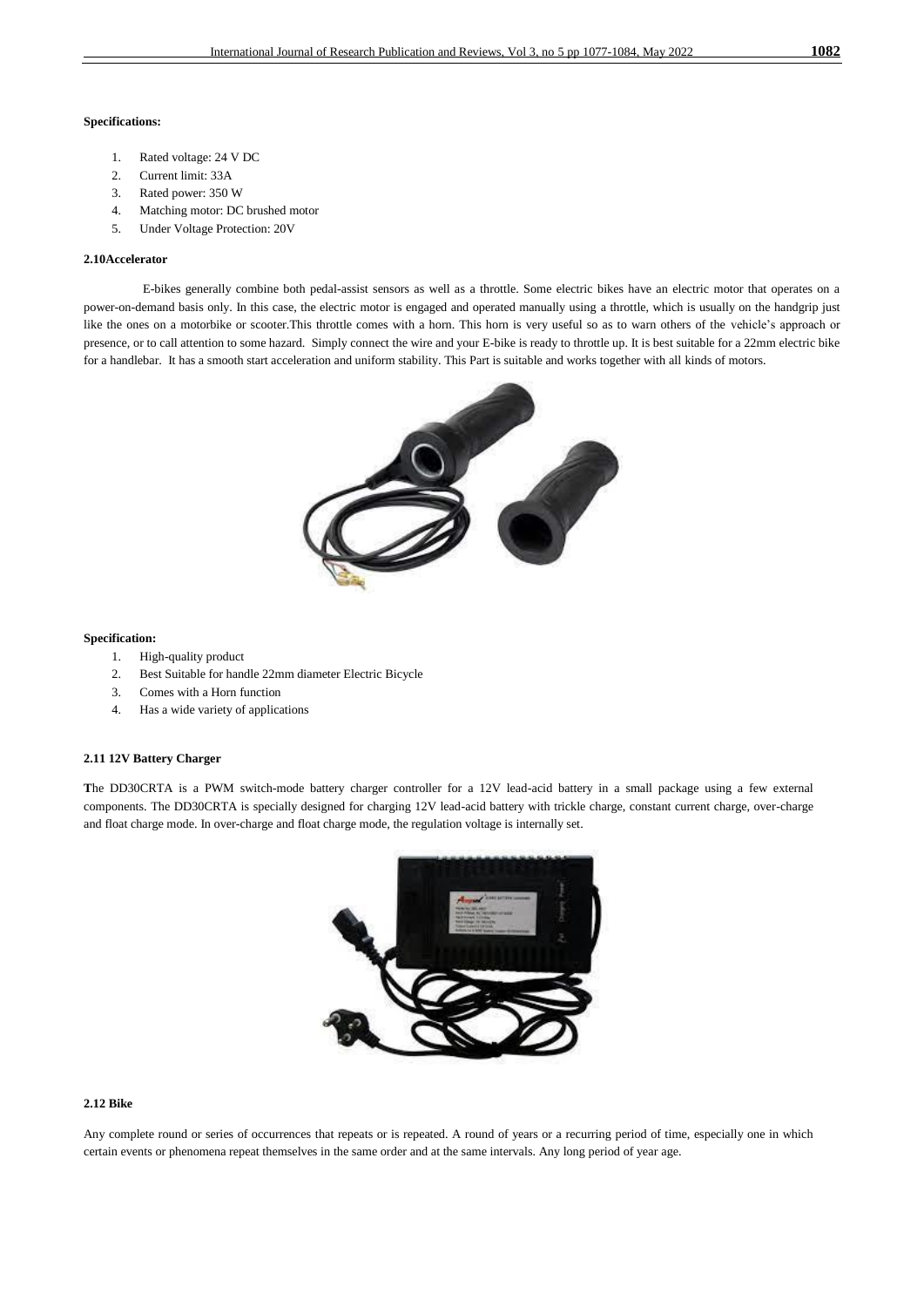**Specifications:**

1. Rated voltage: 24 V DC
2. Current limit: 33A
3. Rated power: 350 W
4. Matching motor: DC brushed motor
5. Under Voltage Protection: 20V

#### 2.10Accelerator

E-bikes generally combine both pedal-assist sensors as well as a throttle. Some electric bikes have an electric motor that operates on a power-on-demand basis only. In this case, the electric motor is engaged and operated manually using a throttle, which is usually on the handgrip just like the ones on a motorbike or scooter.This throttle comes with a horn. This horn is very useful so as to warn others of the vehicle's approach or presence, or to call attention to some hazard. Simply connect the wire and your E-bike is ready to throttle up. It is best suitable for a 22mm electric bike for a handlebar. It has a smooth start acceleration and uniform stability. This Part is suitable and works together with all kinds of motors.

**Specification:**

1. High-quality product
2. Best Suitable for handle 22mm diameter Electric Bicycle
3. Comes with a Horn function
4. Has a wide variety of applications

#### 2.11 12V Battery Charger

**T**he DD30CRTA is a PWM switch-mode battery charger controller for a 12V lead-acid battery in a small package using a few external components. The DD30CRTA is specially designed for charging 12V lead-acid battery with trickle charge, constant current charge, over-charge and float charge mode. In over-charge and float charge mode, the regulation voltage is internally set.

#### 2.12 Bike

Any complete round or series of occurrences that repeats or is repeated. A round of years or a recurring period of time, especially one in which certain events or phenomena repeat themselves in the same order and at the same intervals. Any long period of year age.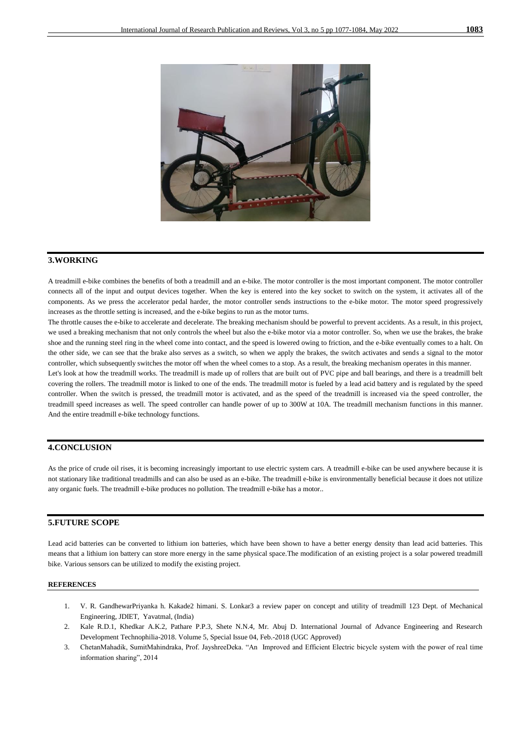## 3.WORKING

A treadmill e-bike combines the benefits of both a treadmill and an e-bike. The motor controller is the most important component. The motor controller connects all of the input and output devices together. When the key is entered into the key socket to switch on the system, it activates all of the components. As we press the accelerator pedal harder, the motor controller sends instructions to the e-bike motor. The motor speed progressively increases as the throttle setting is increased, and the e-bike begins to run as the motor turns.

The throttle causes the e-bike to accelerate and decelerate. The breaking mechanism should be powerful to prevent accidents. As a result, in this project, we used a breaking mechanism that not only controls the wheel but also the e-bike motor via a motor controller. So, when we use the brakes, the brake shoe and the running steel ring in the wheel come into contact, and the speed is lowered owing to friction, and the e-bike eventually comes to a halt. On the other side, we can see that the brake also serves as a switch, so when we apply the brakes, the switch activates and sends a signal to the motor controller, which subsequently switches the motor off when the wheel comes to a stop. As a result, the breaking mechanism operates in this manner.

Let's look at how the treadmill works. The treadmill is made up of rollers that are built out of PVC pipe and ball bearings, and there is a treadmill belt covering the rollers. The treadmill motor is linked to one of the ends. The treadmill motor is fueled by a lead acid battery and is regulated by the speed controller. When the switch is pressed, the treadmill motor is activated, and as the speed of the treadmill is increased via the speed controller, the treadmill speed increases as well. The speed controller can handle power of up to 300W at 10A. The treadmill mechanism functions in this manner. And the entire treadmill e-bike technology functions.

## 4.CONCLUSION

As the price of crude oil rises, it is becoming increasingly important to use electric system cars. A treadmill e-bike can be used anywhere because it is not stationary like traditional treadmills and can also be used as an e-bike. The treadmill e-bike is environmentally beneficial because it does not utilize any organic fuels. The treadmill e-bike produces no pollution. The treadmill e-bike has a motor..

## 5.FUTURE SCOPE

Lead acid batteries can be converted to lithium ion batteries, which have been shown to have a better energy density than lead acid batteries. This means that a lithium ion battery can store more energy in the same physical space.The modification of an existing project is a solar powered treadmill bike. Various sensors can be utilized to modify the existing project.

#### REFERENCES

1. V. R. GandhewarPriyanka h. Kakade2 himani. S. Lonkar3 a review paper on concept and utility of treadmill 123 Dept. of Mechanical Engineering, JDIET, Yavatmal, (India)
2. Kale R.D.1, Khedkar A.K.2, Pathare P.P.3, Shete N.N.4, Mr. Abuj D. International Journal of Advance Engineering and Research Development Technophilia-2018. Volume 5, Special Issue 04, Feb.-2018 (UGC Approved)
3. ChetanMahadik, SumitMahindraka, Prof. JayshreeDeka. "An Improved and Efficient Electric bicycle system with the power of real time information sharing", 2014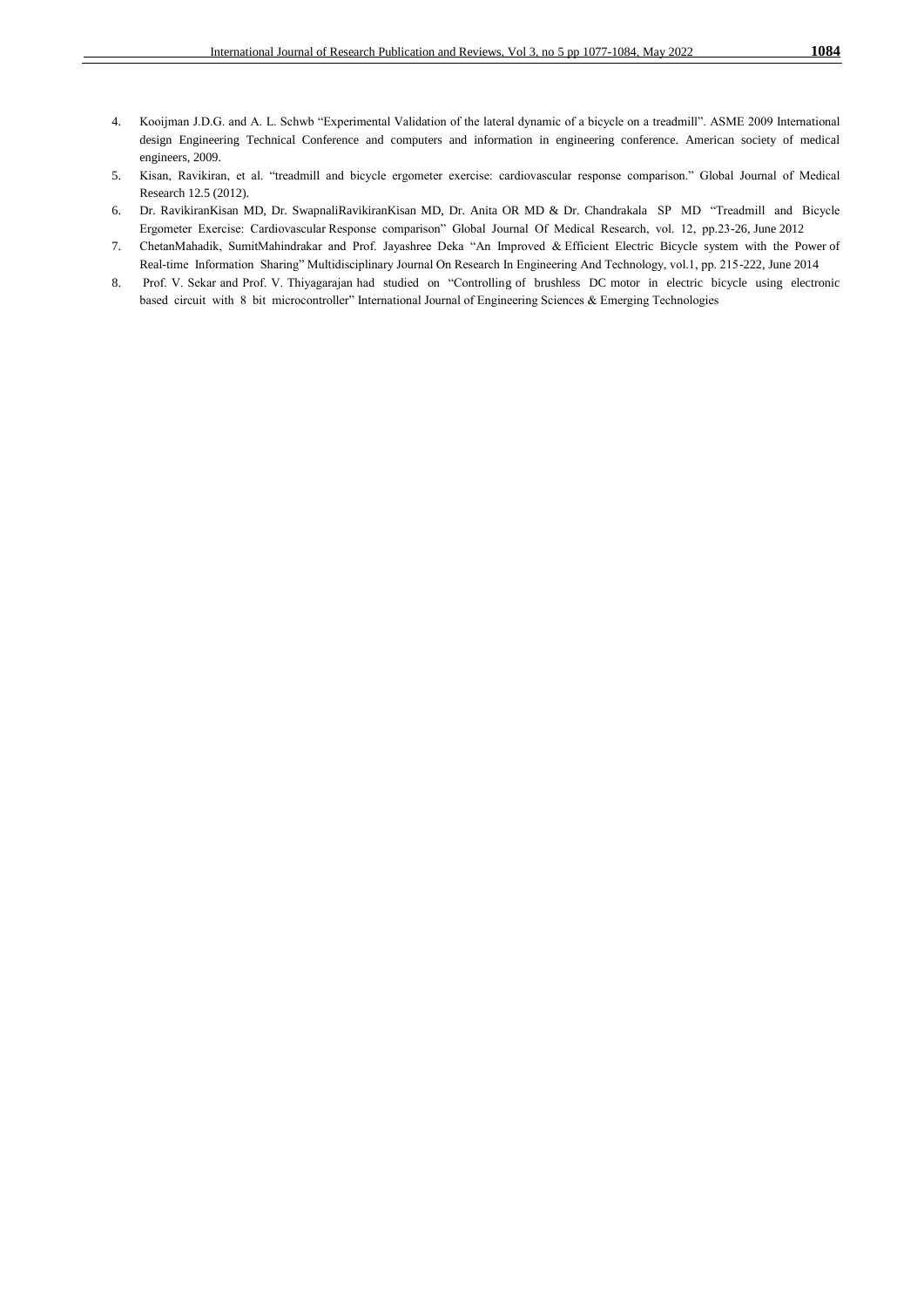4. Kooijman J.D.G. and A. L. Schwb "Experimental Validation of the lateral dynamic of a bicycle on a treadmill". ASME 2009 International design Engineering Technical Conference and computers and information in engineering conference. American society of medical engineers, 2009.
5. Kisan, Ravikiran, et al. "treadmill and bicycle ergometer exercise: cardiovascular response comparison." Global Journal of Medical Research 12.5 (2012).
6. Dr. RavikiranKisan MD, Dr. SwapnaliRavikiranKisan MD, Dr. Anita OR MD & Dr. Chandrakala SP MD "Treadmill and Bicycle Ergometer Exercise: Cardiovascular Response comparison" Global Journal Of Medical Research, vol. 12, pp.23-26, June 2012
7. ChetanMahadik, SumitMahindrakar and Prof. Jayashree Deka "An Improved & Efficient Electric Bicycle system with the Power of Real-time Information Sharing" Multidisciplinary Journal On Research In Engineering And Technology, vol.1, pp. 215-222, June 2014
8. Prof. V. Sekar and Prof. V. Thiyagarajan had studied on "Controlling of brushless DC motor in electric bicycle using electronic based circuit with 8 bit microcontroller" International Journal of Engineering Sciences & Emerging Technologies